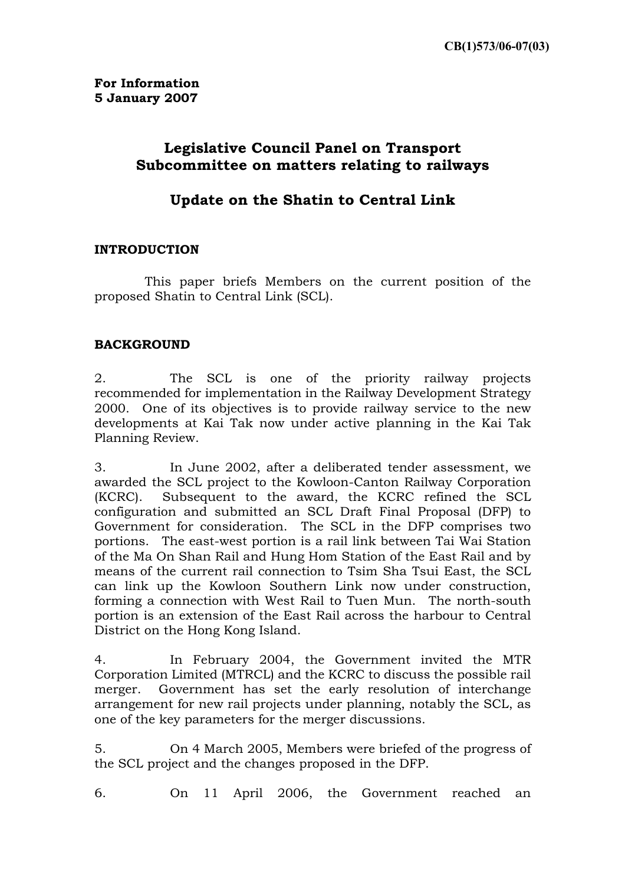CB(1)573/06-07(03)

**For Information**
**5 January 2007**

# Legislative Council Panel on Transport
# Subcommittee on matters relating to railways

## Update on the Shatin to Central Link

### INTRODUCTION

This paper briefs Members on the current position of the proposed Shatin to Central Link (SCL).

### BACKGROUND

2. The SCL is one of the priority railway projects recommended for implementation in the Railway Development Strategy 2000. One of its objectives is to provide railway service to the new developments at Kai Tak now under active planning in the Kai Tak Planning Review.

3. In June 2002, after a deliberated tender assessment, we awarded the SCL project to the Kowloon-Canton Railway Corporation (KCRC). Subsequent to the award, the KCRC refined the SCL configuration and submitted an SCL Draft Final Proposal (DFP) to Government for consideration. The SCL in the DFP comprises two portions. The east-west portion is a rail link between Tai Wai Station of the Ma On Shan Rail and Hung Hom Station of the East Rail and by means of the current rail connection to Tsim Sha Tsui East, the SCL can link up the Kowloon Southern Link now under construction, forming a connection with West Rail to Tuen Mun. The north-south portion is an extension of the East Rail across the harbour to Central District on the Hong Kong Island.

4. In February 2004, the Government invited the MTR Corporation Limited (MTRCL) and the KCRC to discuss the possible rail merger. Government has set the early resolution of interchange arrangement for new rail projects under planning, notably the SCL, as one of the key parameters for the merger discussions.

5. On 4 March 2005, Members were briefed of the progress of the SCL project and the changes proposed in the DFP.

6. On 11 April 2006, the Government reached an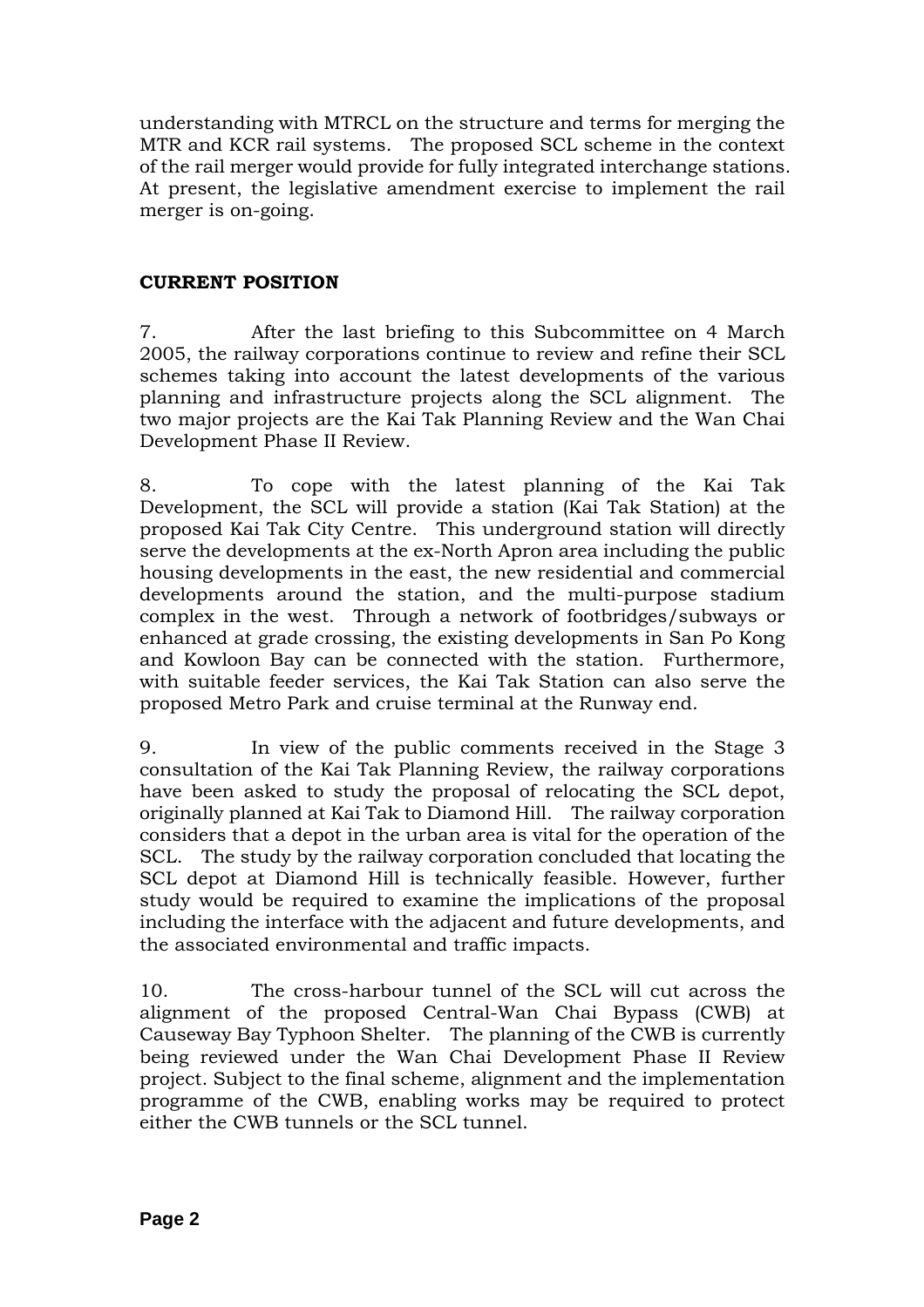understanding with MTRCL on the structure and terms for merging the MTR and KCR rail systems. The proposed SCL scheme in the context of the rail merger would provide for fully integrated interchange stations. At present, the legislative amendment exercise to implement the rail merger is on-going.

## CURRENT POSITION

7. After the last briefing to this Subcommittee on 4 March 2005, the railway corporations continue to review and refine their SCL schemes taking into account the latest developments of the various planning and infrastructure projects along the SCL alignment. The two major projects are the Kai Tak Planning Review and the Wan Chai Development Phase II Review.

8. To cope with the latest planning of the Kai Tak Development, the SCL will provide a station (Kai Tak Station) at the proposed Kai Tak City Centre. This underground station will directly serve the developments at the ex-North Apron area including the public housing developments in the east, the new residential and commercial developments around the station, and the multi-purpose stadium complex in the west. Through a network of footbridges/subways or enhanced at grade crossing, the existing developments in San Po Kong and Kowloon Bay can be connected with the station. Furthermore, with suitable feeder services, the Kai Tak Station can also serve the proposed Metro Park and cruise terminal at the Runway end.

9. In view of the public comments received in the Stage 3 consultation of the Kai Tak Planning Review, the railway corporations have been asked to study the proposal of relocating the SCL depot, originally planned at Kai Tak to Diamond Hill. The railway corporation considers that a depot in the urban area is vital for the operation of the SCL. The study by the railway corporation concluded that locating the SCL depot at Diamond Hill is technically feasible. However, further study would be required to examine the implications of the proposal including the interface with the adjacent and future developments, and the associated environmental and traffic impacts.

10. The cross-harbour tunnel of the SCL will cut across the alignment of the proposed Central-Wan Chai Bypass (CWB) at Causeway Bay Typhoon Shelter. The planning of the CWB is currently being reviewed under the Wan Chai Development Phase II Review project. Subject to the final scheme, alignment and the implementation programme of the CWB, enabling works may be required to protect either the CWB tunnels or the SCL tunnel.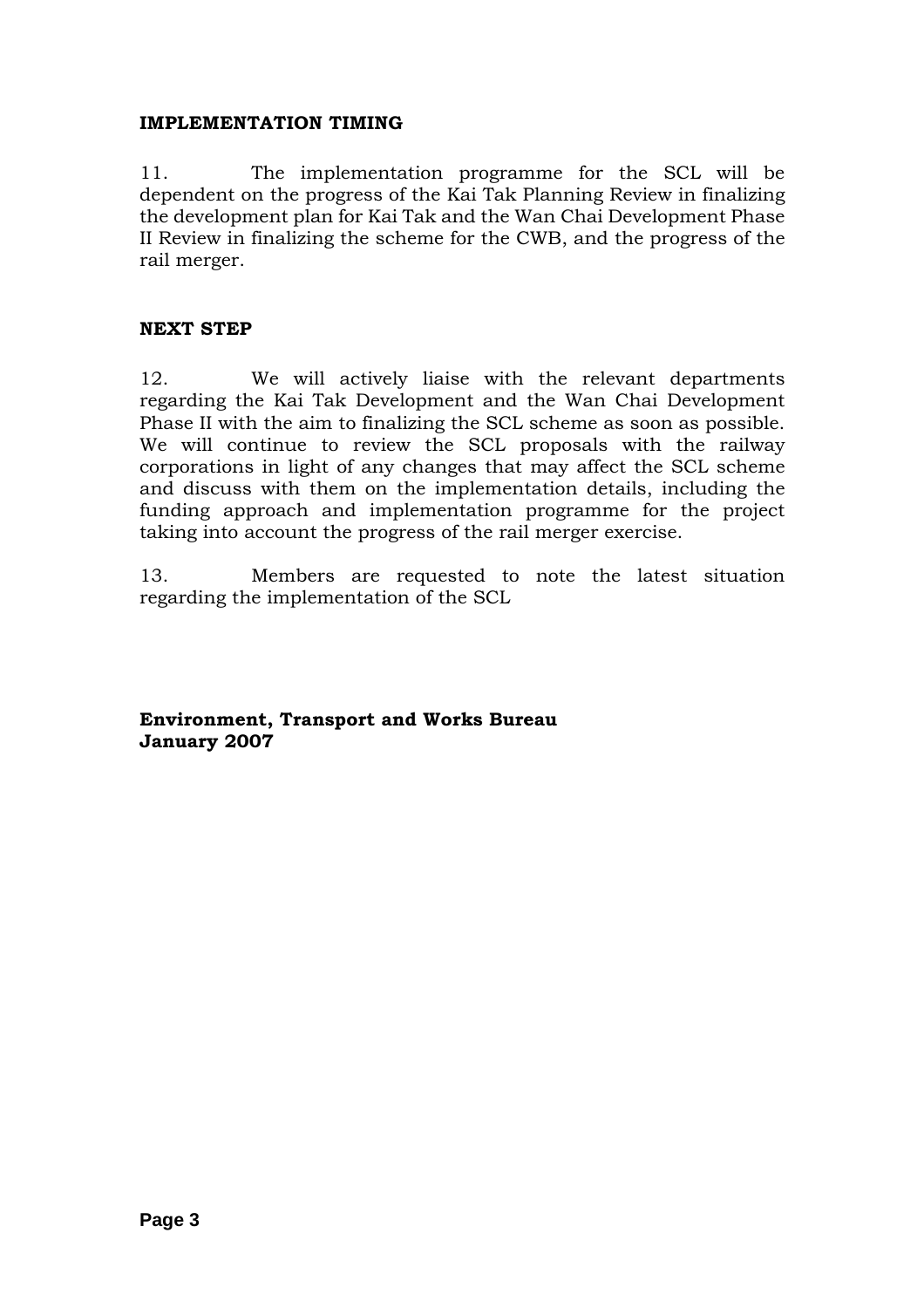**IMPLEMENTATION TIMING**

11. The implementation programme for the SCL will be dependent on the progress of the Kai Tak Planning Review in finalizing the development plan for Kai Tak and the Wan Chai Development Phase II Review in finalizing the scheme for the CWB, and the progress of the rail merger.

**NEXT STEP**

12. We will actively liaise with the relevant departments regarding the Kai Tak Development and the Wan Chai Development Phase II with the aim to finalizing the SCL scheme as soon as possible. We will continue to review the SCL proposals with the railway corporations in light of any changes that may affect the SCL scheme and discuss with them on the implementation details, including the funding approach and implementation programme for the project taking into account the progress of the rail merger exercise.

13. Members are requested to note the latest situation regarding the implementation of the SCL

**Environment, Transport and Works Bureau**
**January 2007**